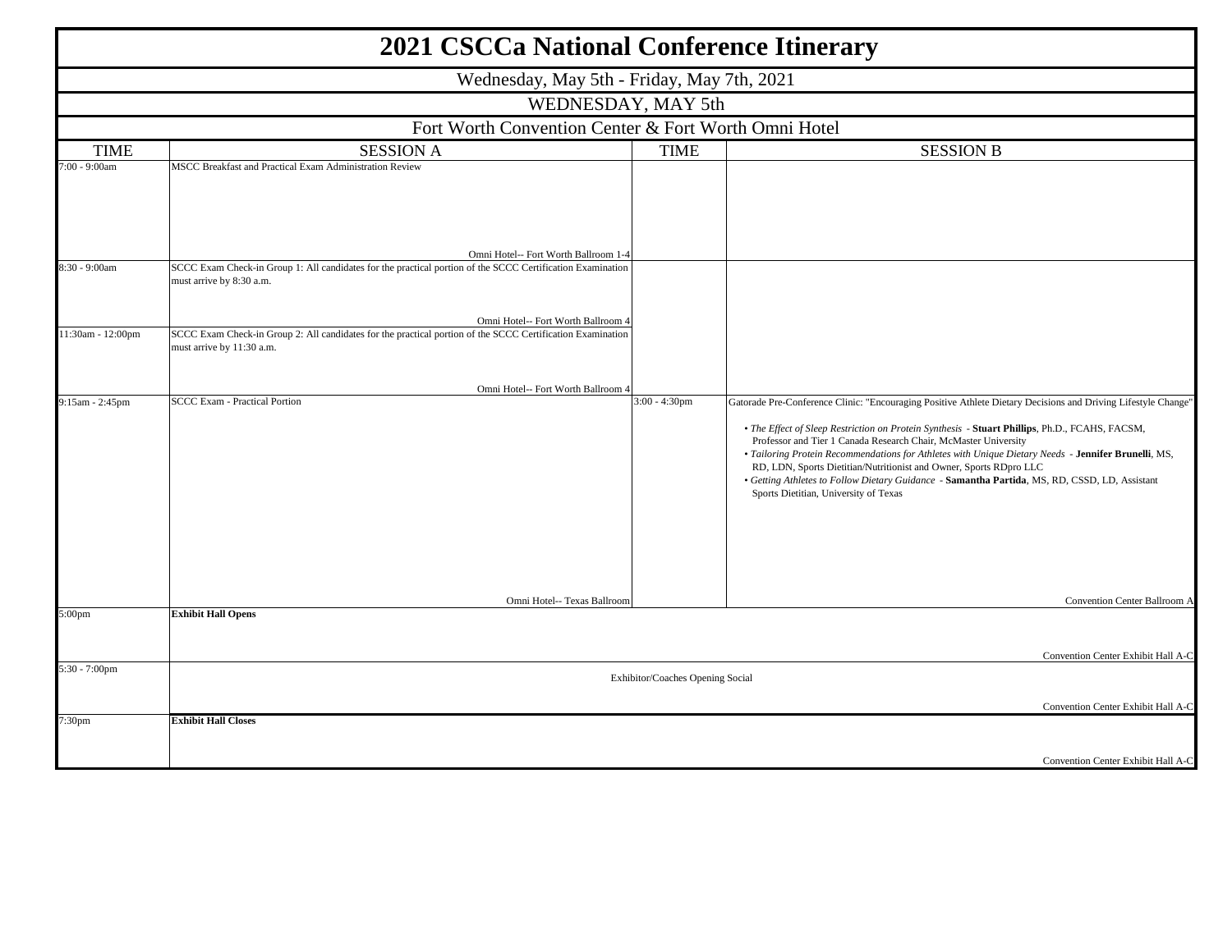# 2021 CSCCa National Conference Itinerary

Wednesday, May 5th - Friday, May 7th, 2021

## WEDNESDAY, MAY 5th

Fort Worth Convention Center & Fort Worth Omni Hotel

| TIME | SESSION A | TIME | SESSION B |
|---|---|---|---|
| 7:00 - 9:00am | MSCC Breakfast and Practical Exam Administration Review<br><br>Omni Hotel-- Fort Worth Ballroom 1-4 | | |
| 8:30 - 9:00am | SCCC Exam Check-in Group 1: All candidates for the practical portion of the SCCC Certification Examination must arrive by 8:30 a.m.<br><br>Omni Hotel-- Fort Worth Ballroom 4 | | |
| 11:30am - 12:00pm | SCCC Exam Check-in Group 2: All candidates for the practical portion of the SCCC Certification Examination must arrive by 11:30 a.m.<br><br>Omni Hotel-- Fort Worth Ballroom 4 | | |
| 9:15am - 2:45pm | SCCC Exam - Practical Portion<br><br>Omni Hotel-- Texas Ballroom | 3:00 - 4:30pm | Gatorade Pre-Conference Clinic: "Encouraging Positive Athlete Dietary Decisions and Driving Lifestyle Change"<br><br>• *The Effect of Sleep Restriction on Protein Synthesis* - **Stuart Phillips**, Ph.D., FCAHS, FACSM, Professor and Tier 1 Canada Research Chair, McMaster University<br>• *Tailoring Protein Recommendations for Athletes with Unique Dietary Needs* - **Jennifer Brunelli**, MS, RD, LDN, Sports Dietitian/Nutritionist and Owner, Sports RDpro LLC<br>• *Getting Athletes to Follow Dietary Guidance* - **Samantha Partida**, MS, RD, CSSD, LD, Assistant Sports Dietitian, University of Texas<br><br>Convention Center Ballroom A |
| 5:00pm | **Exhibit Hall Opens**<br><br>Convention Center Exhibit Hall A-C | | |
| 5:30 - 7:00pm | Exhibitor/Coaches Opening Social<br><br>Convention Center Exhibit Hall A-C | | |
| 7:30pm | **Exhibit Hall Closes**<br><br>Convention Center Exhibit Hall A-C | | |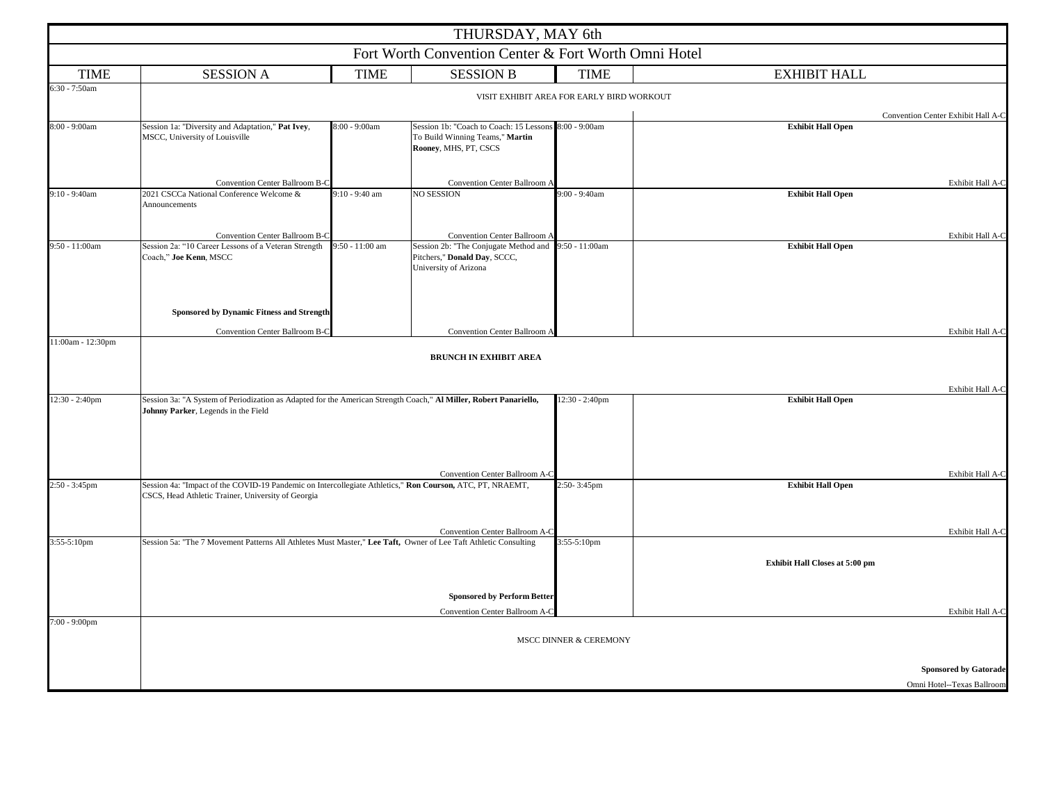# THURSDAY, MAY 6th

## Fort Worth Convention Center & Fort Worth Omni Hotel

| TIME | SESSION A | TIME | SESSION B | TIME | EXHIBIT HALL |
|---|---|---|---|---|---|
| 6:30 - 7:50am | VISIT EXHIBIT AREA FOR EARLY BIRD WORKOUT | | | | Convention Center Exhibit Hall A-C |
| 8:00 - 9:00am | Session 1a: "Diversity and Adaptation," **Pat Ivey**, MSCC, University of Louisville<br>Convention Center Ballroom B-C | 8:00 - 9:00am | Session 1b: "Coach to Coach: 15 Lessons To Build Winning Teams," **Martin Rooney**, MHS, PT, CSCS<br>Convention Center Ballroom A | 8:00 - 9:00am | **Exhibit Hall Open**<br>Exhibit Hall A-C |
| 9:10 - 9:40am | 2021 CSCCa National Conference Welcome & Announcements<br>Convention Center Ballroom B-C | 9:10 - 9:40 am | NO SESSION<br>Convention Center Ballroom A | 9:00 - 9:40am | **Exhibit Hall Open**<br>Exhibit Hall A-C |
| 9:50 - 11:00am | Session 2a: "10 Career Lessons of a Veteran Strength Coach," **Joe Kenn**, MSCC<br>**Sponsored by Dynamic Fitness and Strength**<br>Convention Center Ballroom B-C | 9:50 - 11:00 am | Session 2b: "The Conjugate Method and Pitchers," **Donald Day**, SCCC, University of Arizona<br>Convention Center Ballroom A | 9:50 - 11:00am | **Exhibit Hall Open**<br>Exhibit Hall A-C |
| 11:00am - 12:30pm | **BRUNCH IN EXHIBIT AREA** | | | | Exhibit Hall A-C |
| 12:30 - 2:40pm | Session 3a: "A System of Periodization as Adapted for the American Strength Coach," **Al Miller, Robert Panariello, Johnny Parker**, Legends in the Field<br>Convention Center Ballroom A-C | | | 12:30 - 2:40pm | **Exhibit Hall Open**<br>Exhibit Hall A-C |
| 2:50 - 3:45pm | Session 4a: "Impact of the COVID-19 Pandemic on Intercollegiate Athletics," **Ron Courson,** ATC, PT, NRAEMT, CSCS, Head Athletic Trainer, University of Georgia<br>Convention Center Ballroom A-C | | | 2:50- 3:45pm | **Exhibit Hall Open**<br>Exhibit Hall A-C |
| 3:55-5:10pm | Session 5a: "The 7 Movement Patterns All Athletes Must Master," **Lee Taft,** Owner of Lee Taft Athletic Consulting<br>**Sponsored by Perform Better**<br>Convention Center Ballroom A-C | | | 3:55-5:10pm | **Exhibit Hall Closes at 5:00 pm**<br>Exhibit Hall A-C |
| 7:00 - 9:00pm | MSCC DINNER & CEREMONY<br>**Sponsored by Gatorade**<br>Omni Hotel--Texas Ballroom | | | | |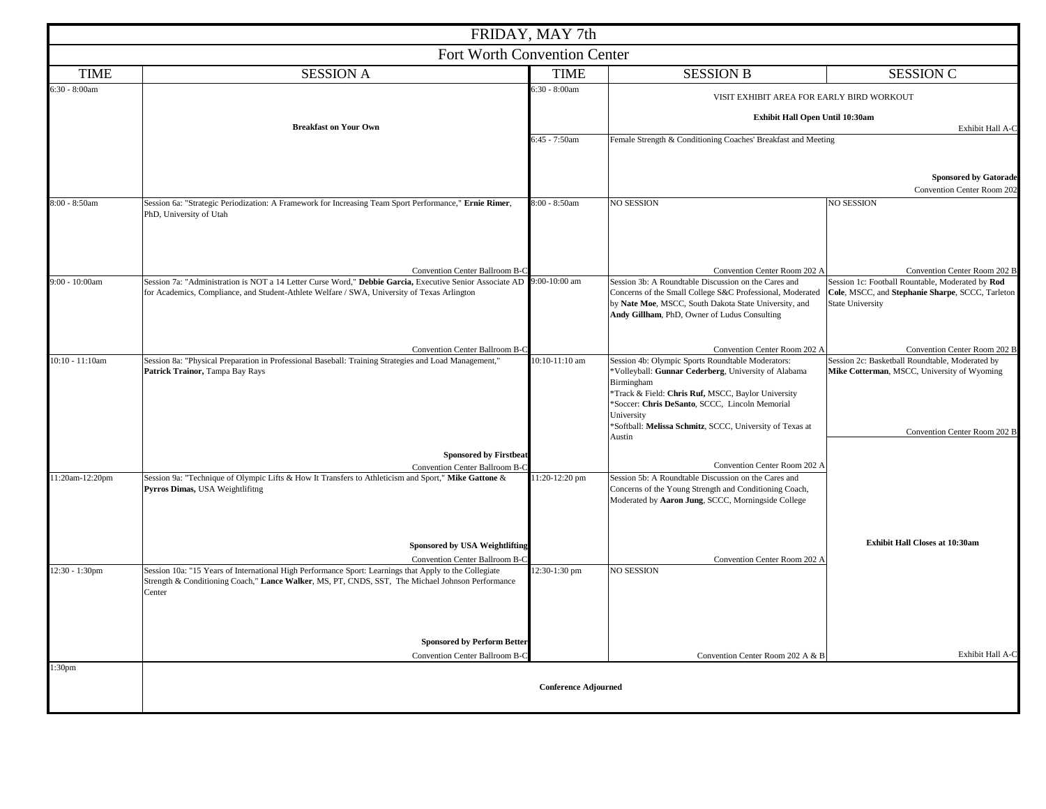# FRIDAY, MAY 7th

## Fort Worth Convention Center

| TIME | SESSION A | TIME | SESSION B | SESSION C |
|---|---|---|---|---|
| 6:30 - 8:00am | **Breakfast on Your Own** | 6:30 - 8:00am | VISIT EXHIBIT AREA FOR EARLY BIRD WORKOUT<br>**Exhibit Hall Open Until 10:30am**<br>Exhibit Hall A-C | |
| | | 6:45 - 7:50am | Female Strength & Conditioning Coaches' Breakfast and Meeting<br>**Sponsored by Gatorade**<br>Convention Center Room 202 | |
| 8:00 - 8:50am | Session 6a: "Strategic Periodization: A Framework for Increasing Team Sport Performance," **Ernie Rimer**, PhD, University of Utah<br>Convention Center Ballroom B-C | 8:00 - 8:50am | NO SESSION<br>Convention Center Room 202 A | NO SESSION<br>Convention Center Room 202 B |
| 9:00 - 10:00am | Session 7a: "Administration is NOT a 14 Letter Curse Word," **Debbie Garcia,** Executive Senior Associate AD for Academics, Compliance, and Student-Athlete Welfare / SWA, University of Texas Arlington<br>Convention Center Ballroom B-C | 9:00-10:00 am | Session 3b: A Roundtable Discussion on the Cares and Concerns of the Small College S&C Professional, Moderated by **Nate Moe**, MSCC, South Dakota State University, and **Andy Gillham**, PhD, Owner of Ludus Consulting<br>Convention Center Room 202 A | Session 1c: Football Rountable, Moderated by **Rod Cole**, MSCC, and **Stephanie Sharpe**, SCCC, Tarleton State University<br>Convention Center Room 202 B |
| 10:10 - 11:10am | Session 8a: "Physical Preparation in Professional Baseball: Training Strategies and Load Management," **Patrick Trainor,** Tampa Bay Rays<br>**Sponsored by Firstbeat**<br>Convention Center Ballroom B-C | 10:10-11:10 am | Session 4b: Olympic Sports Roundtable Moderators:<br>*Volleyball: **Gunnar Cederberg**, University of Alabama Birmingham<br>*Track & Field: **Chris Ruf,** MSCC, Baylor University<br>*Soccer: **Chris DeSanto**, SCCC, Lincoln Memorial University<br>*Softball: **Melissa Schmitz**, SCCC, University of Texas at Austin<br>Convention Center Room 202 A | Session 2c: Basketball Roundtable, Moderated by **Mike Cotterman**, MSCC, University of Wyoming<br>Convention Center Room 202 B |
| 11:20am-12:20pm | Session 9a: "Technique of Olympic Lifts & How It Transfers to Athleticism and Sport," **Mike Gattone** & **Pyrros Dimas,** USA Weightlifitng<br>**Sponsored by USA Weightlifting**<br>Convention Center Ballroom B-C | 11:20-12:20 pm | Session 5b: A Roundtable Discussion on the Cares and Concerns of the Young Strength and Conditioning Coach, Moderated by **Aaron Jung**, SCCC, Morningside College<br>Convention Center Room 202 A | **Exhibit Hall Closes at 10:30am** |
| 12:30 - 1:30pm | Session 10a: "15 Years of International High Performance Sport: Learnings that Apply to the Collegiate Strength & Conditioning Coach," **Lance Walker**, MS, PT, CNDS, SST, The Michael Johnson Performance Center<br>**Sponsored by Perform Better**<br>Convention Center Ballroom B-C | 12:30-1:30 pm | NO SESSION<br>Convention Center Room 202 A & B | Exhibit Hall A-C |
| 1:30pm | **Conference Adjourned** | | | |